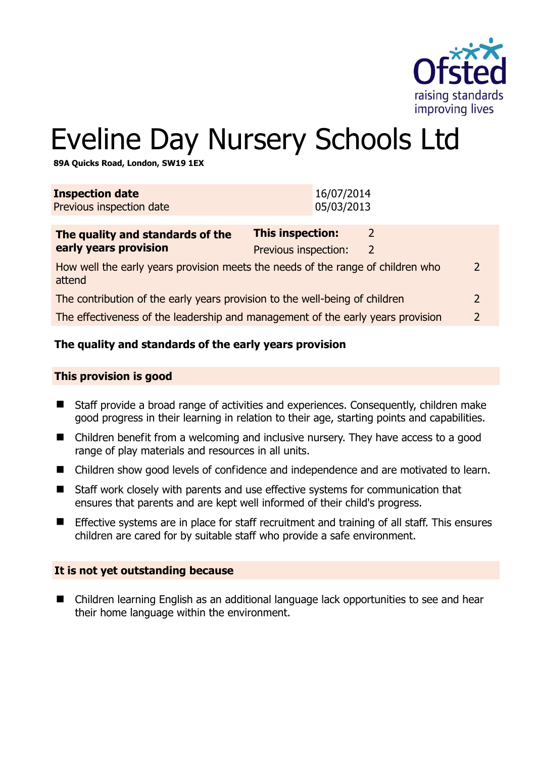# Eveline Day Nursery Schools Ltd

**89A Quicks Road, London, SW19 1EX**

| **Inspection date** | 16/07/2014 |
|---|---|
| Previous inspection date | 05/03/2013 |

| **The quality and standards of the early years provision** | **This inspection:** | 2 |
|---|---|---|
| | Previous inspection: | 2 |
| How well the early years provision meets the needs of the range of children who attend | | 2 |
| The contribution of the early years provision to the well-being of children | | 2 |
| The effectiveness of the leadership and management of the early years provision | | 2 |

**The quality and standards of the early years provision**

**This provision is good**

- Staff provide a broad range of activities and experiences. Consequently, children make good progress in their learning in relation to their age, starting points and capabilities.
- Children benefit from a welcoming and inclusive nursery. They have access to a good range of play materials and resources in all units.
- Children show good levels of confidence and independence and are motivated to learn.
- Staff work closely with parents and use effective systems for communication that ensures that parents and are kept well informed of their child's progress.
- Effective systems are in place for staff recruitment and training of all staff. This ensures children are cared for by suitable staff who provide a safe environment.

**It is not yet outstanding because**

- Children learning English as an additional language lack opportunities to see and hear their home language within the environment.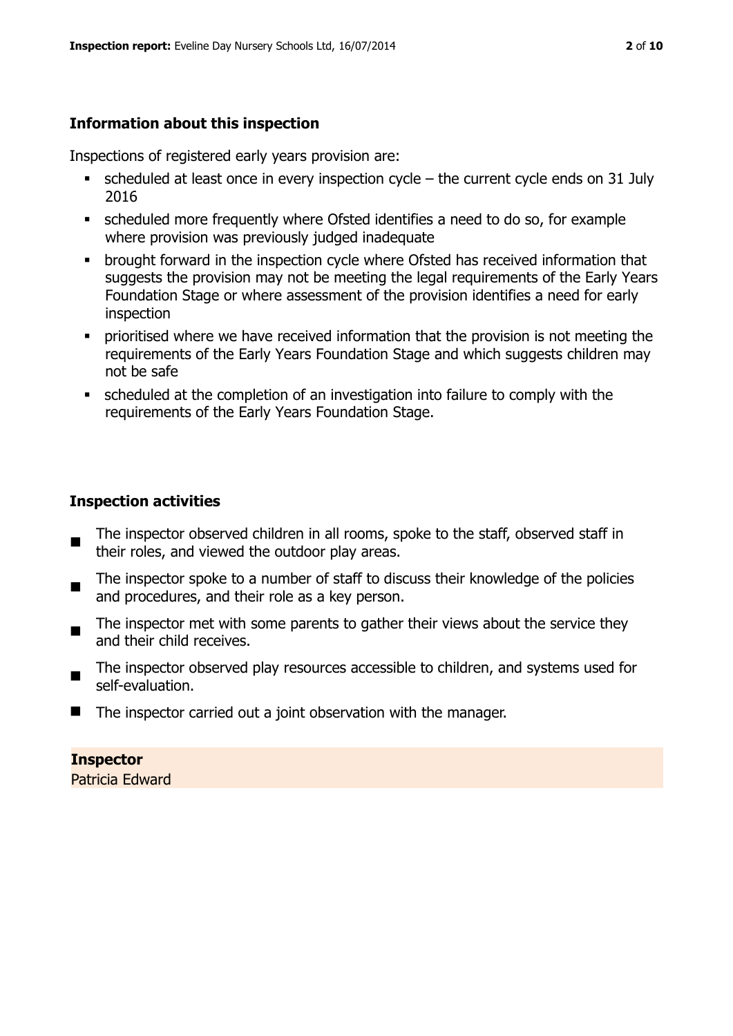## Information about this inspection

Inspections of registered early years provision are:

- scheduled at least once in every inspection cycle – the current cycle ends on 31 July 2016
- scheduled more frequently where Ofsted identifies a need to do so, for example where provision was previously judged inadequate
- brought forward in the inspection cycle where Ofsted has received information that suggests the provision may not be meeting the legal requirements of the Early Years Foundation Stage or where assessment of the provision identifies a need for early inspection
- prioritised where we have received information that the provision is not meeting the requirements of the Early Years Foundation Stage and which suggests children may not be safe
- scheduled at the completion of an investigation into failure to comply with the requirements of the Early Years Foundation Stage.

## Inspection activities

- The inspector observed children in all rooms, spoke to the staff, observed staff in their roles, and viewed the outdoor play areas.
- The inspector spoke to a number of staff to discuss their knowledge of the policies and procedures, and their role as a key person.
- The inspector met with some parents to gather their views about the service they and their child receives.
- The inspector observed play resources accessible to children, and systems used for self-evaluation.
- The inspector carried out a joint observation with the manager.

**Inspector**

Patricia Edward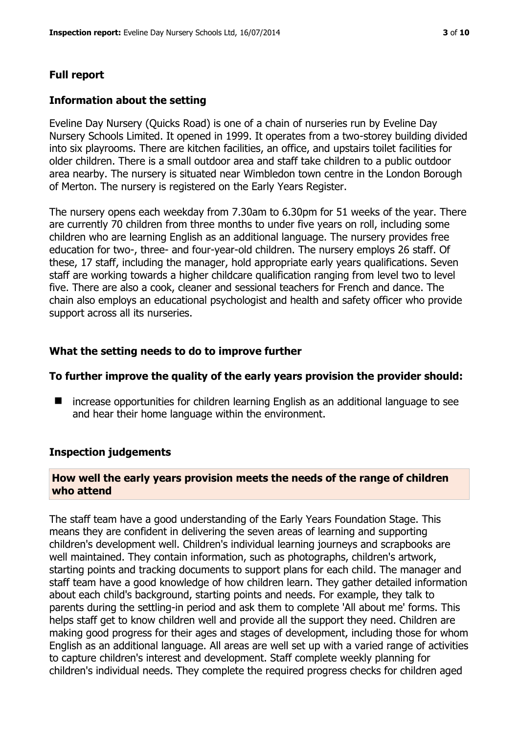## Full report

### Information about the setting

Eveline Day Nursery (Quicks Road) is one of a chain of nurseries run by Eveline Day Nursery Schools Limited. It opened in 1999. It operates from a two-storey building divided into six playrooms. There are kitchen facilities, an office, and upstairs toilet facilities for older children. There is a small outdoor area and staff take children to a public outdoor area nearby. The nursery is situated near Wimbledon town centre in the London Borough of Merton. The nursery is registered on the Early Years Register.

The nursery opens each weekday from 7.30am to 6.30pm for 51 weeks of the year. There are currently 70 children from three months to under five years on roll, including some children who are learning English as an additional language. The nursery provides free education for two-, three- and four-year-old children. The nursery employs 26 staff. Of these, 17 staff, including the manager, hold appropriate early years qualifications. Seven staff are working towards a higher childcare qualification ranging from level two to level five. There are also a cook, cleaner and sessional teachers for French and dance. The chain also employs an educational psychologist and health and safety officer who provide support across all its nurseries.

### What the setting needs to do to improve further

### To further improve the quality of the early years provision the provider should:

- increase opportunities for children learning English as an additional language to see and hear their home language within the environment.

### Inspection judgements

#### How well the early years provision meets the needs of the range of children who attend

The staff team have a good understanding of the Early Years Foundation Stage. This means they are confident in delivering the seven areas of learning and supporting children's development well. Children's individual learning journeys and scrapbooks are well maintained. They contain information, such as photographs, children's artwork, starting points and tracking documents to support plans for each child. The manager and staff team have a good knowledge of how children learn. They gather detailed information about each child's background, starting points and needs. For example, they talk to parents during the settling-in period and ask them to complete 'All about me' forms. This helps staff get to know children well and provide all the support they need. Children are making good progress for their ages and stages of development, including those for whom English as an additional language. All areas are well set up with a varied range of activities to capture children's interest and development. Staff complete weekly planning for children's individual needs. They complete the required progress checks for children aged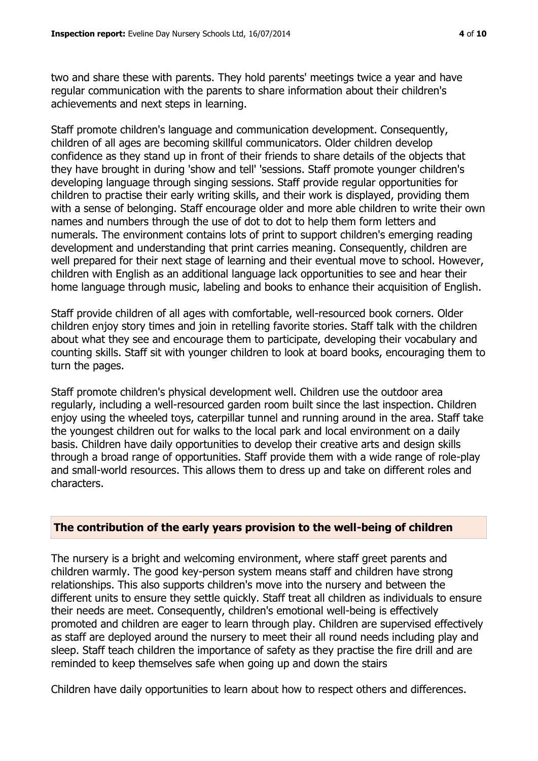two and share these with parents. They hold parents' meetings twice a year and have regular communication with the parents to share information about their children's achievements and next steps in learning.

Staff promote children's language and communication development. Consequently, children of all ages are becoming skillful communicators. Older children develop confidence as they stand up in front of their friends to share details of the objects that they have brought in during 'show and tell' 'sessions. Staff promote younger children's developing language through singing sessions. Staff provide regular opportunities for children to practise their early writing skills, and their work is displayed, providing them with a sense of belonging. Staff encourage older and more able children to write their own names and numbers through the use of dot to dot to help them form letters and numerals. The environment contains lots of print to support children's emerging reading development and understanding that print carries meaning. Consequently, children are well prepared for their next stage of learning and their eventual move to school. However, children with English as an additional language lack opportunities to see and hear their home language through music, labeling and books to enhance their acquisition of English.

Staff provide children of all ages with comfortable, well-resourced book corners. Older children enjoy story times and join in retelling favorite stories. Staff talk with the children about what they see and encourage them to participate, developing their vocabulary and counting skills. Staff sit with younger children to look at board books, encouraging them to turn the pages.

Staff promote children's physical development well. Children use the outdoor area regularly, including a well-resourced garden room built since the last inspection. Children enjoy using the wheeled toys, caterpillar tunnel and running around in the area. Staff take the youngest children out for walks to the local park and local environment on a daily basis. Children have daily opportunities to develop their creative arts and design skills through a broad range of opportunities. Staff provide them with a wide range of role-play and small-world resources. This allows them to dress up and take on different roles and characters.

## The contribution of the early years provision to the well-being of children

The nursery is a bright and welcoming environment, where staff greet parents and children warmly. The good key-person system means staff and children have strong relationships. This also supports children's move into the nursery and between the different units to ensure they settle quickly. Staff treat all children as individuals to ensure their needs are meet. Consequently, children's emotional well-being is effectively promoted and children are eager to learn through play. Children are supervised effectively as staff are deployed around the nursery to meet their all round needs including play and sleep. Staff teach children the importance of safety as they practise the fire drill and are reminded to keep themselves safe when going up and down the stairs

Children have daily opportunities to learn about how to respect others and differences.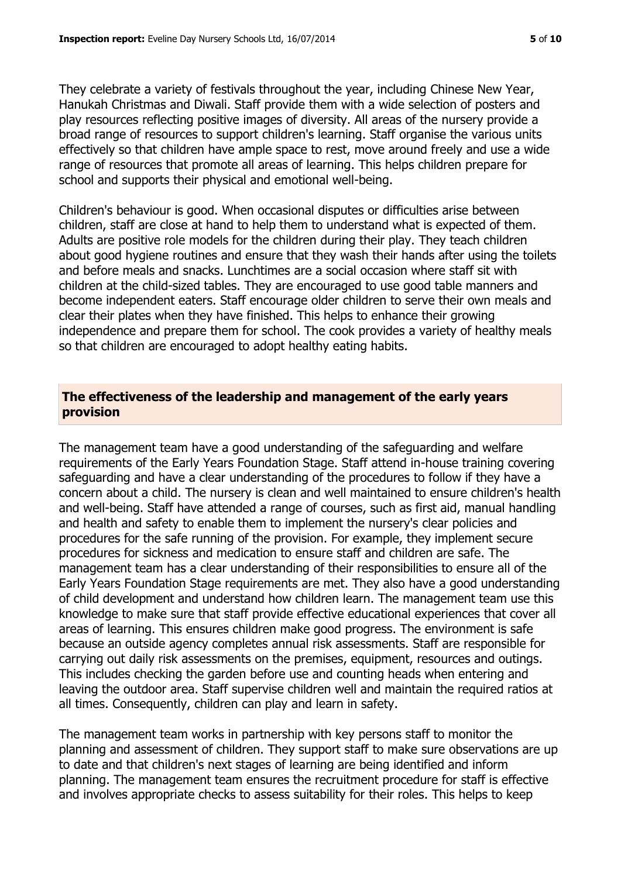They celebrate a variety of festivals throughout the year, including Chinese New Year, Hanukah Christmas and Diwali. Staff provide them with a wide selection of posters and play resources reflecting positive images of diversity. All areas of the nursery provide a broad range of resources to support children's learning. Staff organise the various units effectively so that children have ample space to rest, move around freely and use a wide range of resources that promote all areas of learning. This helps children prepare for school and supports their physical and emotional well-being.

Children's behaviour is good. When occasional disputes or difficulties arise between children, staff are close at hand to help them to understand what is expected of them. Adults are positive role models for the children during their play. They teach children about good hygiene routines and ensure that they wash their hands after using the toilets and before meals and snacks. Lunchtimes are a social occasion where staff sit with children at the child-sized tables. They are encouraged to use good table manners and become independent eaters. Staff encourage older children to serve their own meals and clear their plates when they have finished. This helps to enhance their growing independence and prepare them for school. The cook provides a variety of healthy meals so that children are encouraged to adopt healthy eating habits.

## The effectiveness of the leadership and management of the early years provision

The management team have a good understanding of the safeguarding and welfare requirements of the Early Years Foundation Stage. Staff attend in-house training covering safeguarding and have a clear understanding of the procedures to follow if they have a concern about a child. The nursery is clean and well maintained to ensure children's health and well-being. Staff have attended a range of courses, such as first aid, manual handling and health and safety to enable them to implement the nursery's clear policies and procedures for the safe running of the provision. For example, they implement secure procedures for sickness and medication to ensure staff and children are safe. The management team has a clear understanding of their responsibilities to ensure all of the Early Years Foundation Stage requirements are met. They also have a good understanding of child development and understand how children learn. The management team use this knowledge to make sure that staff provide effective educational experiences that cover all areas of learning. This ensures children make good progress. The environment is safe because an outside agency completes annual risk assessments. Staff are responsible for carrying out daily risk assessments on the premises, equipment, resources and outings. This includes checking the garden before use and counting heads when entering and leaving the outdoor area. Staff supervise children well and maintain the required ratios at all times. Consequently, children can play and learn in safety.

The management team works in partnership with key persons staff to monitor the planning and assessment of children. They support staff to make sure observations are up to date and that children's next stages of learning are being identified and inform planning. The management team ensures the recruitment procedure for staff is effective and involves appropriate checks to assess suitability for their roles. This helps to keep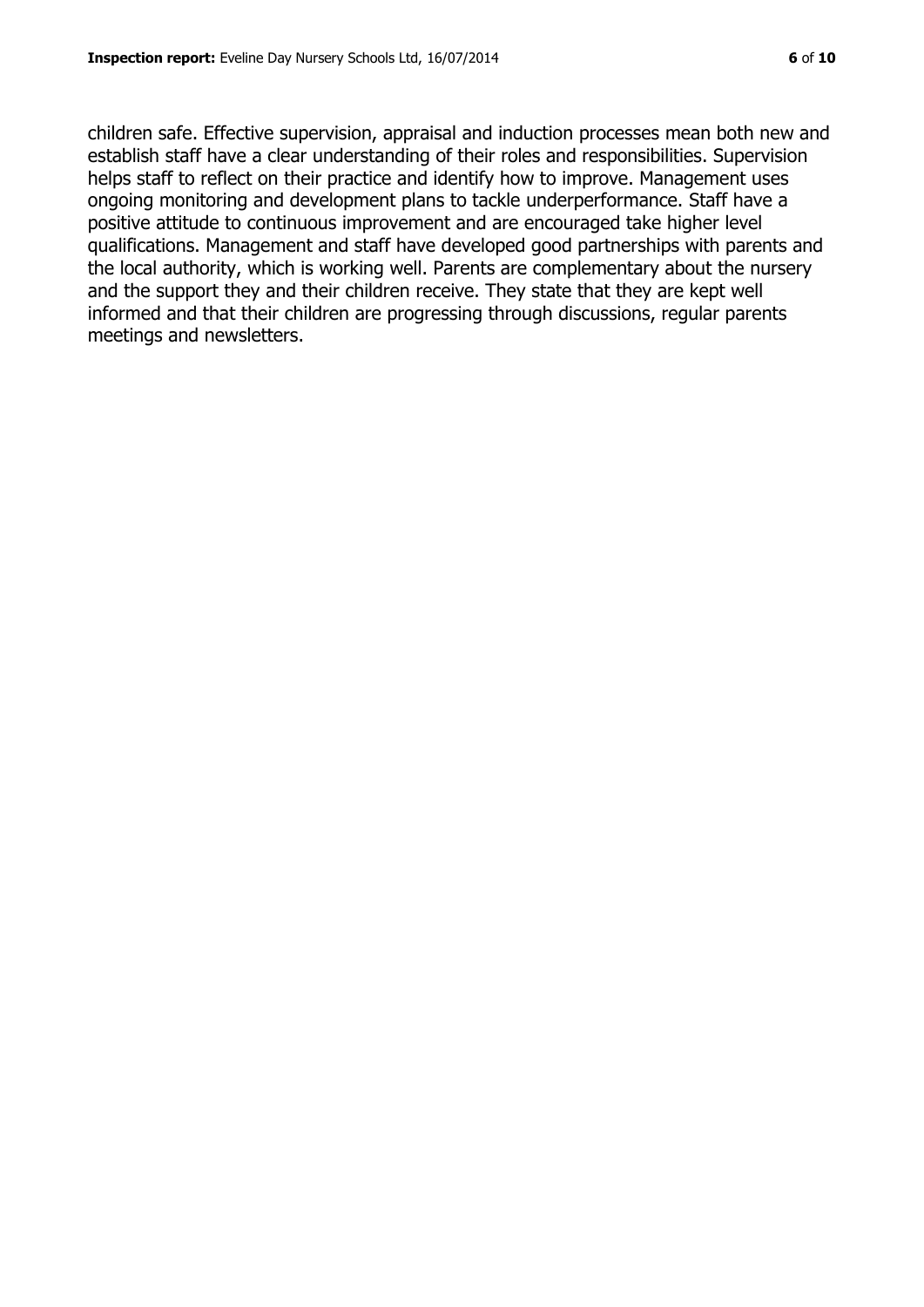children safe. Effective supervision, appraisal and induction processes mean both new and establish staff have a clear understanding of their roles and responsibilities. Supervision helps staff to reflect on their practice and identify how to improve. Management uses ongoing monitoring and development plans to tackle underperformance. Staff have a positive attitude to continuous improvement and are encouraged take higher level qualifications. Management and staff have developed good partnerships with parents and the local authority, which is working well. Parents are complementary about the nursery and the support they and their children receive. They state that they are kept well informed and that their children are progressing through discussions, regular parents meetings and newsletters.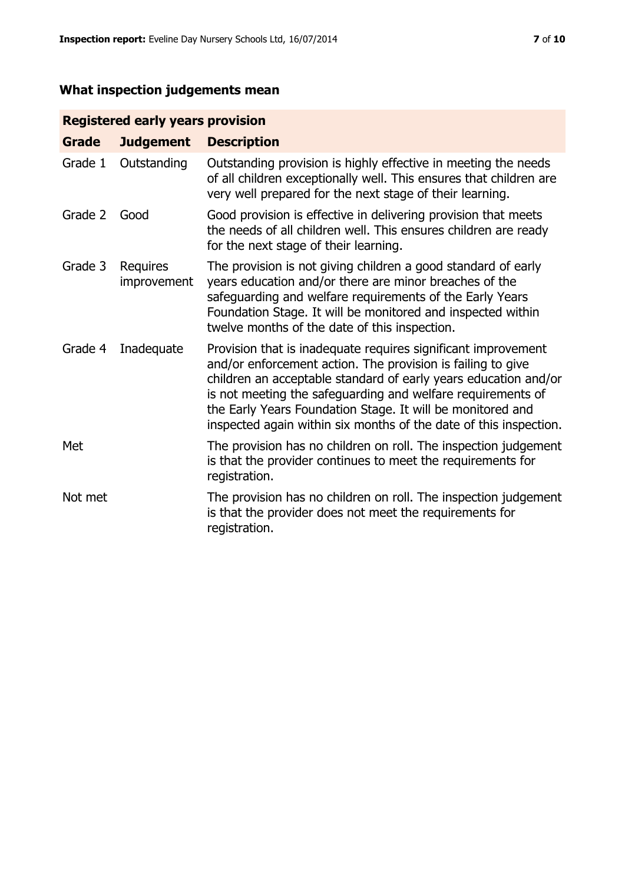## What inspection judgements mean

| Registered early years provision | | |
|---|---|---|
| **Grade** | **Judgement** | **Description** |
| Grade 1 | Outstanding | Outstanding provision is highly effective in meeting the needs of all children exceptionally well. This ensures that children are very well prepared for the next stage of their learning. |
| Grade 2 | Good | Good provision is effective in delivering provision that meets the needs of all children well. This ensures children are ready for the next stage of their learning. |
| Grade 3 | Requires improvement | The provision is not giving children a good standard of early years education and/or there are minor breaches of the safeguarding and welfare requirements of the Early Years Foundation Stage. It will be monitored and inspected within twelve months of the date of this inspection. |
| Grade 4 | Inadequate | Provision that is inadequate requires significant improvement and/or enforcement action. The provision is failing to give children an acceptable standard of early years education and/or is not meeting the safeguarding and welfare requirements of the Early Years Foundation Stage. It will be monitored and inspected again within six months of the date of this inspection. |
| Met | | The provision has no children on roll. The inspection judgement is that the provider continues to meet the requirements for registration. |
| Not met | | The provision has no children on roll. The inspection judgement is that the provider does not meet the requirements for registration. |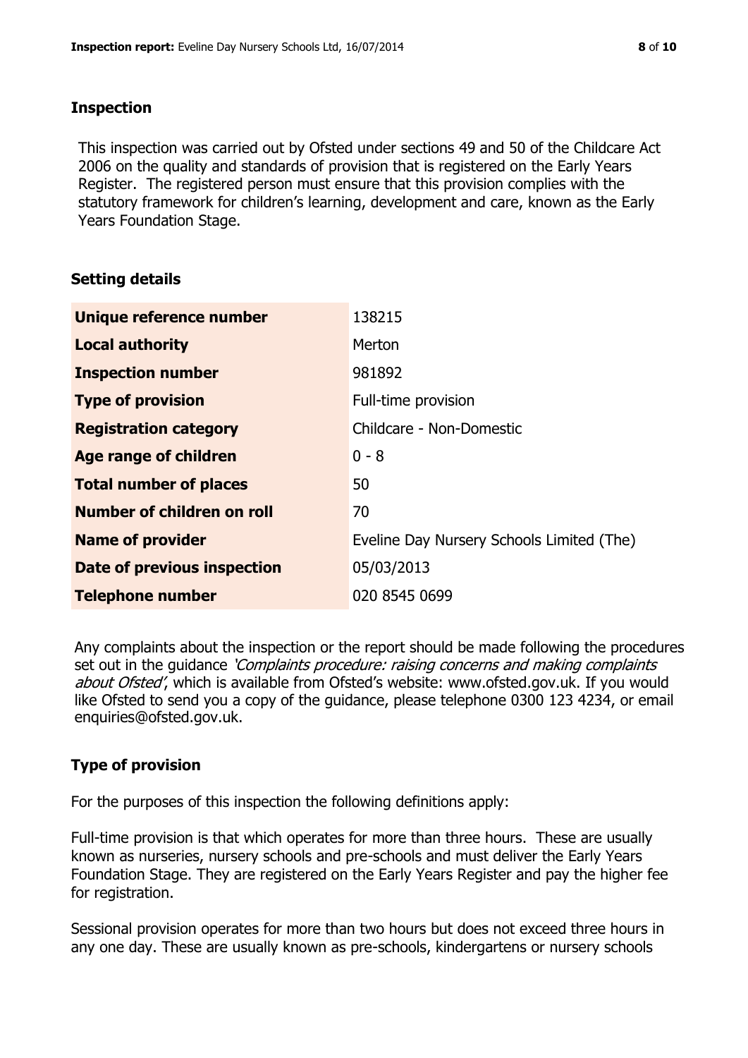## Inspection

This inspection was carried out by Ofsted under sections 49 and 50 of the Childcare Act 2006 on the quality and standards of provision that is registered on the Early Years Register. The registered person must ensure that this provision complies with the statutory framework for children's learning, development and care, known as the Early Years Foundation Stage.

## Setting details

| | |
|---|---|
| **Unique reference number** | 138215 |
| **Local authority** | Merton |
| **Inspection number** | 981892 |
| **Type of provision** | Full-time provision |
| **Registration category** | Childcare - Non-Domestic |
| **Age range of children** | 0 - 8 |
| **Total number of places** | 50 |
| **Number of children on roll** | 70 |
| **Name of provider** | Eveline Day Nursery Schools Limited (The) |
| **Date of previous inspection** | 05/03/2013 |
| **Telephone number** | 020 8545 0699 |

Any complaints about the inspection or the report should be made following the procedures set out in the guidance *'Complaints procedure: raising concerns and making complaints about Ofsted'*, which is available from Ofsted's website: www.ofsted.gov.uk. If you would like Ofsted to send you a copy of the guidance, please telephone 0300 123 4234, or email enquiries@ofsted.gov.uk.

## Type of provision

For the purposes of this inspection the following definitions apply:

Full-time provision is that which operates for more than three hours. These are usually known as nurseries, nursery schools and pre-schools and must deliver the Early Years Foundation Stage. They are registered on the Early Years Register and pay the higher fee for registration.

Sessional provision operates for more than two hours but does not exceed three hours in any one day. These are usually known as pre-schools, kindergartens or nursery schools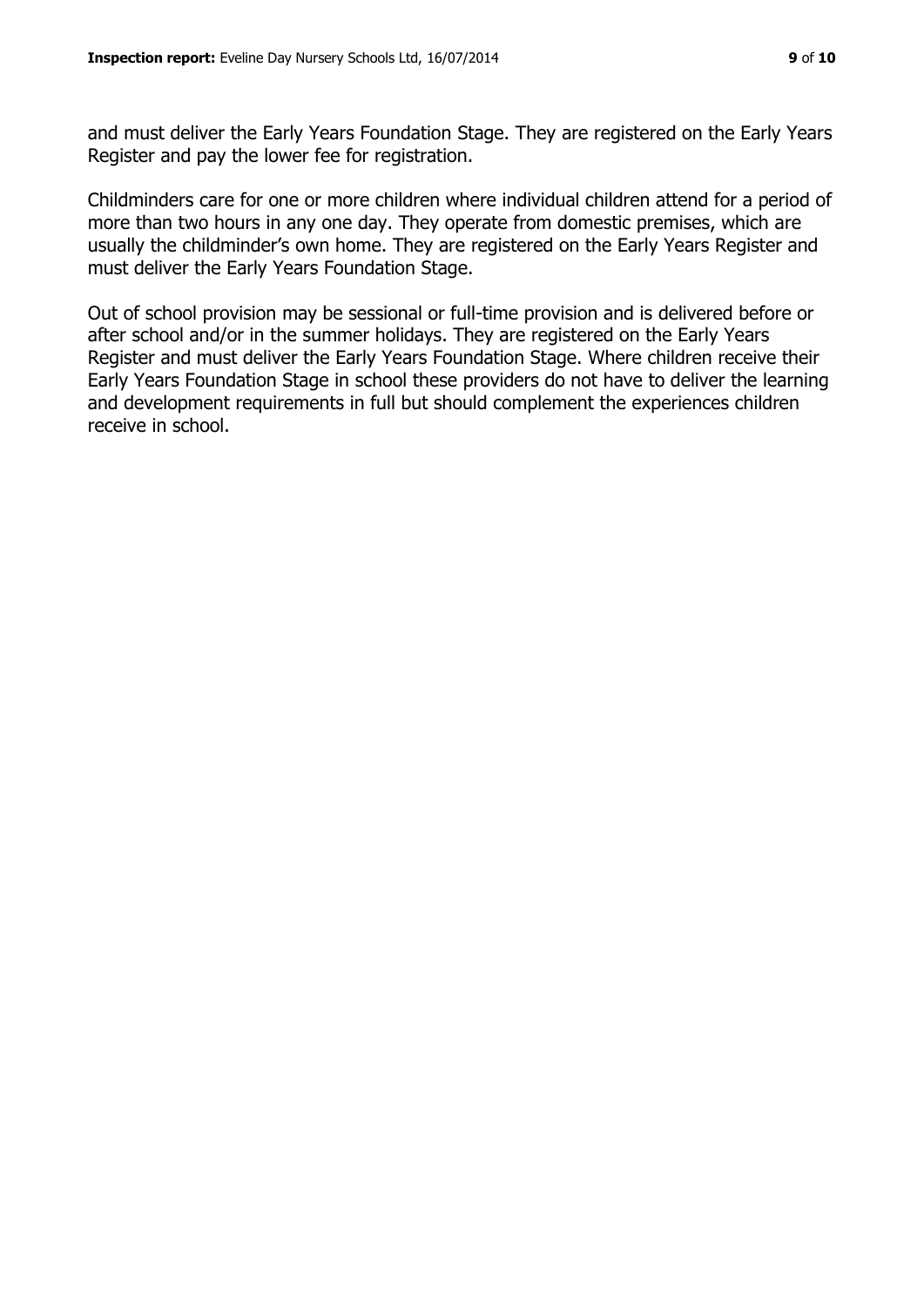and must deliver the Early Years Foundation Stage. They are registered on the Early Years Register and pay the lower fee for registration.

Childminders care for one or more children where individual children attend for a period of more than two hours in any one day. They operate from domestic premises, which are usually the childminder's own home. They are registered on the Early Years Register and must deliver the Early Years Foundation Stage.

Out of school provision may be sessional or full-time provision and is delivered before or after school and/or in the summer holidays. They are registered on the Early Years Register and must deliver the Early Years Foundation Stage. Where children receive their Early Years Foundation Stage in school these providers do not have to deliver the learning and development requirements in full but should complement the experiences children receive in school.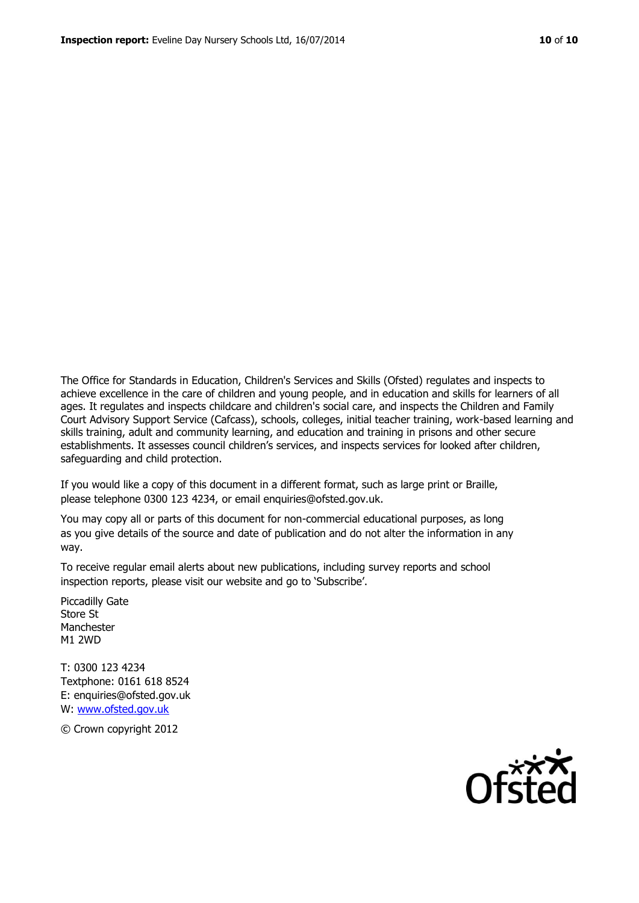The Office for Standards in Education, Children's Services and Skills (Ofsted) regulates and inspects to achieve excellence in the care of children and young people, and in education and skills for learners of all ages. It regulates and inspects childcare and children's social care, and inspects the Children and Family Court Advisory Support Service (Cafcass), schools, colleges, initial teacher training, work-based learning and skills training, adult and community learning, and education and training in prisons and other secure establishments. It assesses council children's services, and inspects services for looked after children, safeguarding and child protection.

If you would like a copy of this document in a different format, such as large print or Braille, please telephone 0300 123 4234, or email enquiries@ofsted.gov.uk.

You may copy all or parts of this document for non-commercial educational purposes, as long as you give details of the source and date of publication and do not alter the information in any way.

To receive regular email alerts about new publications, including survey reports and school inspection reports, please visit our website and go to 'Subscribe'.

Piccadilly Gate
Store St
Manchester
M1 2WD

T: 0300 123 4234
Textphone: 0161 618 8524
E: enquiries@ofsted.gov.uk
W: [www.ofsted.gov.uk](http://www.ofsted.gov.uk)

© Crown copyright 2012

Ofsted